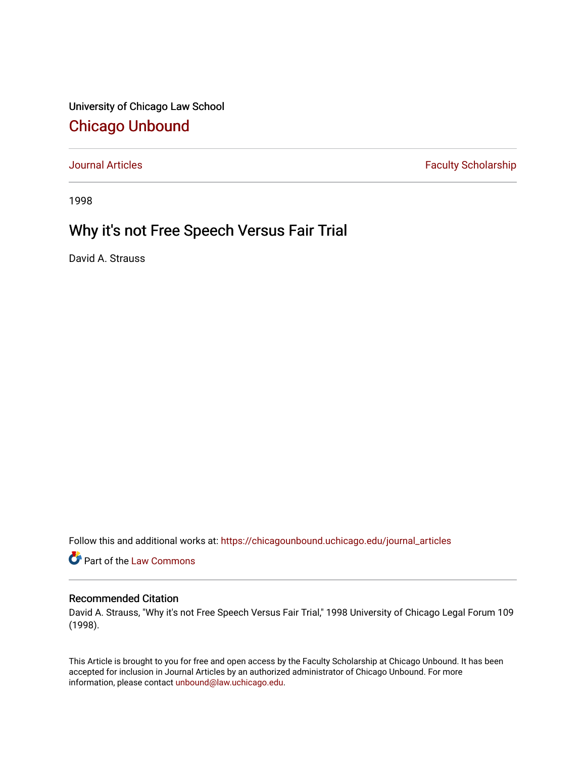University of Chicago Law School

# Chicago Unbound

Journal Articles | Faculty Scholarship

1998

## Why it's not Free Speech Versus Fair Trial

David A. Strauss

Follow this and additional works at: https://chicagounbound.uchicago.edu/journal_articles

Part of the Law Commons

### Recommended Citation

David A. Strauss, "Why it's not Free Speech Versus Fair Trial," 1998 University of Chicago Legal Forum 109 (1998).

This Article is brought to you for free and open access by the Faculty Scholarship at Chicago Unbound. It has been accepted for inclusion in Journal Articles by an authorized administrator of Chicago Unbound. For more information, please contact unbound@law.uchicago.edu.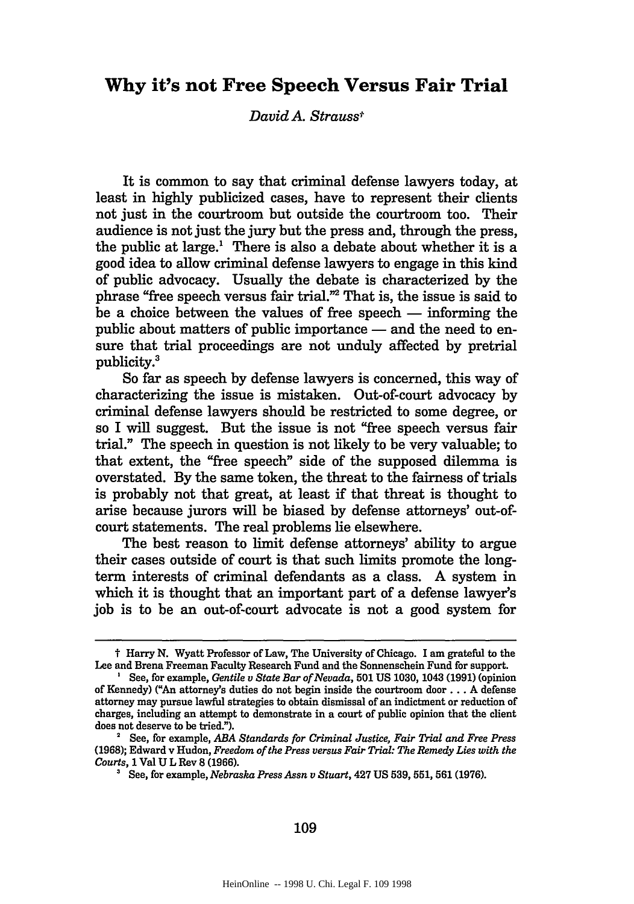# Why it's not Free Speech Versus Fair Trial

*David A. Strauss*†

It is common to say that criminal defense lawyers today, at least in highly publicized cases, have to represent their clients not just in the courtroom but outside the courtroom too. Their audience is not just the jury but the press and, through the press, the public at large.[1] There is also a debate about whether it is a good idea to allow criminal defense lawyers to engage in this kind of public advocacy. Usually the debate is characterized by the phrase "free speech versus fair trial."[2] That is, the issue is said to be a choice between the values of free speech — informing the public about matters of public importance — and the need to ensure that trial proceedings are not unduly affected by pretrial publicity.[3]

So far as speech by defense lawyers is concerned, this way of characterizing the issue is mistaken. Out-of-court advocacy by criminal defense lawyers should be restricted to some degree, or so I will suggest. But the issue is not "free speech versus fair trial." The speech in question is not likely to be very valuable; to that extent, the "free speech" side of the supposed dilemma is overstated. By the same token, the threat to the fairness of trials is probably not that great, at least if that threat is thought to arise because jurors will be biased by defense attorneys' out-of-court statements. The real problems lie elsewhere.

The best reason to limit defense attorneys' ability to argue their cases outside of court is that such limits promote the long-term interests of criminal defendants as a class. A system in which it is thought that an important part of a defense lawyer's job is to be an out-of-court advocate is not a good system for

---

† Harry N. Wyatt Professor of Law, The University of Chicago. I am grateful to the Lee and Brena Freeman Faculty Research Fund and the Sonnenschein Fund for support.

[1] See, for example, *Gentile v State Bar of Nevada*, 501 US 1030, 1043 (1991) (opinion of Kennedy) ("An attorney's duties do not begin inside the courtroom door . . . A defense attorney may pursue lawful strategies to obtain dismissal of an indictment or reduction of charges, including an attempt to demonstrate in a court of public opinion that the client does not deserve to be tried.").

[2] See, for example, *ABA Standards for Criminal Justice, Fair Trial and Free Press* (1968); Edward v Hudon, *Freedom of the Press versus Fair Trial: The Remedy Lies with the Courts*, 1 Val U L Rev 8 (1966).

[3] See, for example, *Nebraska Press Assn v Stuart*, 427 US 539, 551, 561 (1976).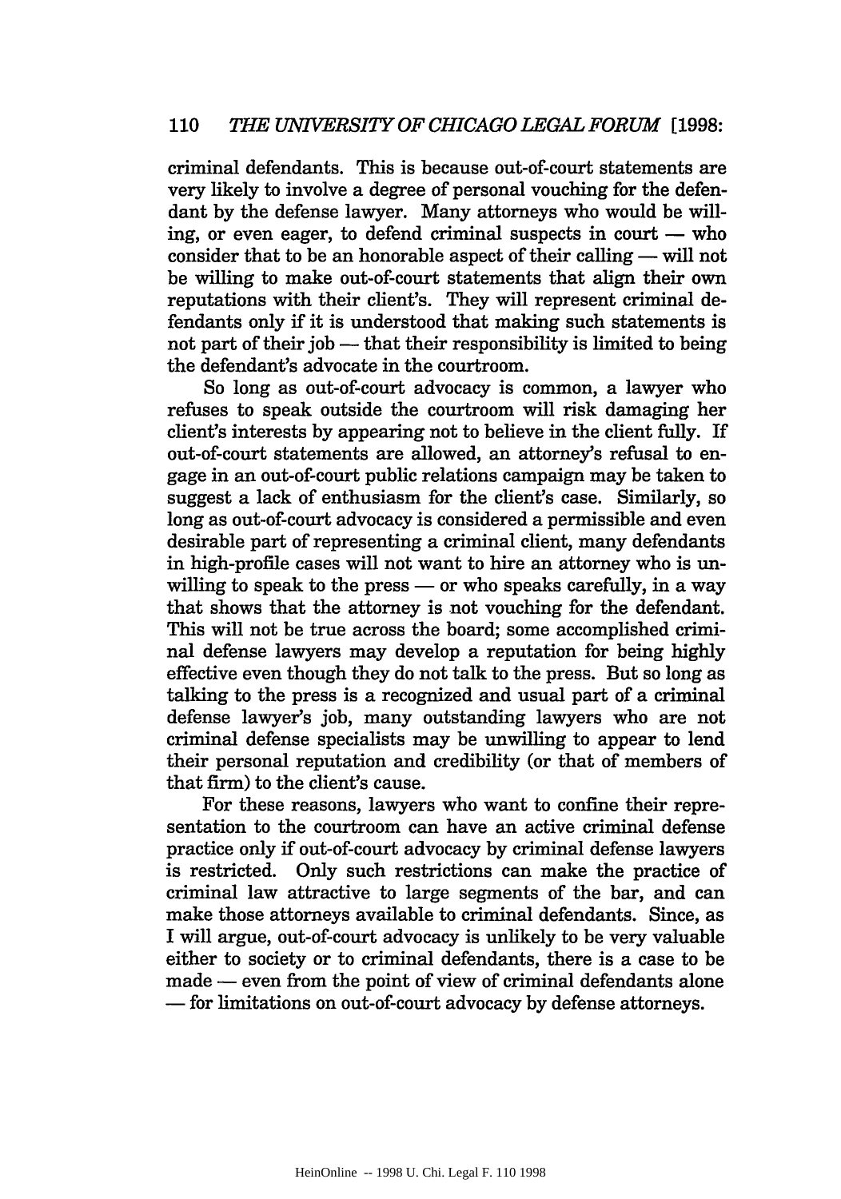criminal defendants. This is because out-of-court statements are very likely to involve a degree of personal vouching for the defendant by the defense lawyer. Many attorneys who would be willing, or even eager, to defend criminal suspects in court — who consider that to be an honorable aspect of their calling — will not be willing to make out-of-court statements that align their own reputations with their client's. They will represent criminal defendants only if it is understood that making such statements is not part of their job — that their responsibility is limited to being the defendant's advocate in the courtroom.

So long as out-of-court advocacy is common, a lawyer who refuses to speak outside the courtroom will risk damaging her client's interests by appearing not to believe in the client fully. If out-of-court statements are allowed, an attorney's refusal to engage in an out-of-court public relations campaign may be taken to suggest a lack of enthusiasm for the client's case. Similarly, so long as out-of-court advocacy is considered a permissible and even desirable part of representing a criminal client, many defendants in high-profile cases will not want to hire an attorney who is unwilling to speak to the press — or who speaks carefully, in a way that shows that the attorney is not vouching for the defendant. This will not be true across the board; some accomplished criminal defense lawyers may develop a reputation for being highly effective even though they do not talk to the press. But so long as talking to the press is a recognized and usual part of a criminal defense lawyer's job, many outstanding lawyers who are not criminal defense specialists may be unwilling to appear to lend their personal reputation and credibility (or that of members of that firm) to the client's cause.

For these reasons, lawyers who want to confine their representation to the courtroom can have an active criminal defense practice only if out-of-court advocacy by criminal defense lawyers is restricted. Only such restrictions can make the practice of criminal law attractive to large segments of the bar, and can make those attorneys available to criminal defendants. Since, as I will argue, out-of-court advocacy is unlikely to be very valuable either to society or to criminal defendants, there is a case to be made — even from the point of view of criminal defendants alone — for limitations on out-of-court advocacy by defense attorneys.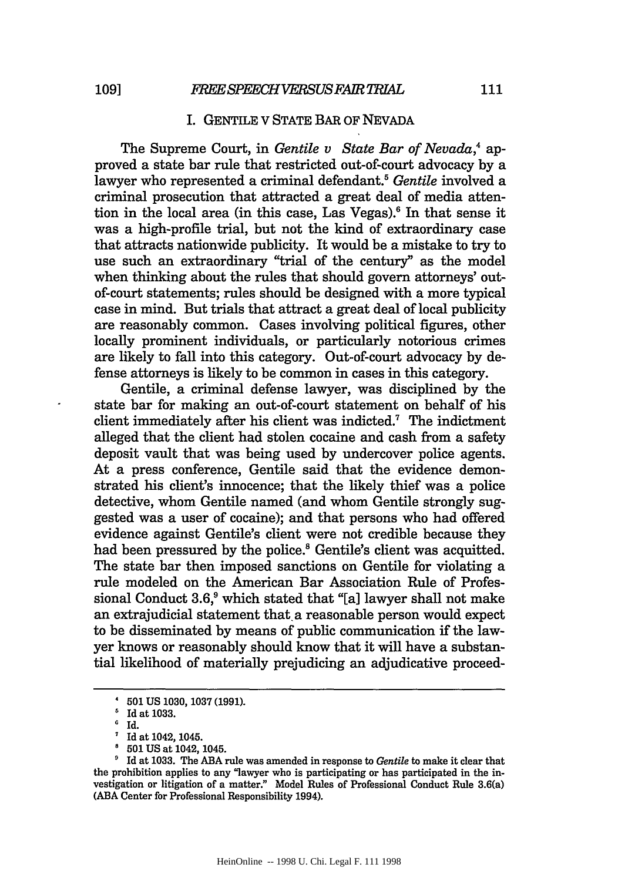## I. GENTILE V STATE BAR OF NEVADA

The Supreme Court, in *Gentile v State Bar of Nevada*,[4] approved a state bar rule that restricted out-of-court advocacy by a lawyer who represented a criminal defendant.[5] *Gentile* involved a criminal prosecution that attracted a great deal of media attention in the local area (in this case, Las Vegas).[6] In that sense it was a high-profile trial, but not the kind of extraordinary case that attracts nationwide publicity. It would be a mistake to try to use such an extraordinary "trial of the century" as the model when thinking about the rules that should govern attorneys' out-of-court statements; rules should be designed with a more typical case in mind. But trials that attract a great deal of local publicity are reasonably common. Cases involving political figures, other locally prominent individuals, or particularly notorious crimes are likely to fall into this category. Out-of-court advocacy by defense attorneys is likely to be common in cases in this category.

Gentile, a criminal defense lawyer, was disciplined by the state bar for making an out-of-court statement on behalf of his client immediately after his client was indicted.[7] The indictment alleged that the client had stolen cocaine and cash from a safety deposit vault that was being used by undercover police agents. At a press conference, Gentile said that the evidence demonstrated his client's innocence; that the likely thief was a police detective, whom Gentile named (and whom Gentile strongly suggested was a user of cocaine); and that persons who had offered evidence against Gentile's client were not credible because they had been pressured by the police.[8] Gentile's client was acquitted. The state bar then imposed sanctions on Gentile for violating a rule modeled on the American Bar Association Rule of Professional Conduct 3.6,[9] which stated that "[a] lawyer shall not make an extrajudicial statement that a reasonable person would expect to be disseminated by means of public communication if the lawyer knows or reasonably should know that it will have a substantial likelihood of materially prejudicing an adjudicative proceed-

---

[4] 501 US 1030, 1037 (1991).

[5] Id at 1033.

[6] Id.

[7] Id at 1042, 1045.

[8] 501 US at 1042, 1045.

[9] Id at 1033. The ABA rule was amended in response to *Gentile* to make it clear that the prohibition applies to any "lawyer who is participating or has participated in the investigation or litigation of a matter." Model Rules of Professional Conduct Rule 3.6(a) (ABA Center for Professional Responsibility 1994).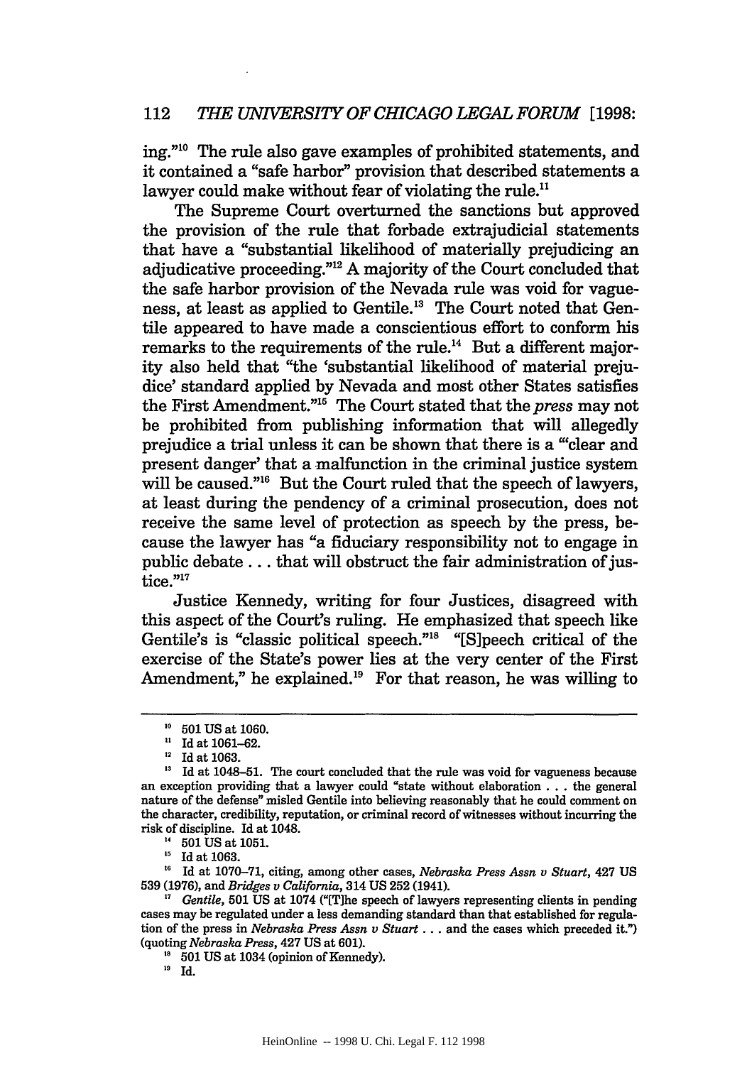ing."[10] The rule also gave examples of prohibited statements, and it contained a "safe harbor" provision that described statements a lawyer could make without fear of violating the rule.[11]

The Supreme Court overturned the sanctions but approved the provision of the rule that forbade extrajudicial statements that have a "substantial likelihood of materially prejudicing an adjudicative proceeding."[12] A majority of the Court concluded that the safe harbor provision of the Nevada rule was void for vagueness, at least as applied to Gentile.[13] The Court noted that Gentile appeared to have made a conscientious effort to conform his remarks to the requirements of the rule.[14] But a different majority also held that "the 'substantial likelihood of material prejudice' standard applied by Nevada and most other States satisfies the First Amendment."[15] The Court stated that the *press* may not be prohibited from publishing information that will allegedly prejudice a trial unless it can be shown that there is a "'clear and present danger' that a malfunction in the criminal justice system will be caused."[16] But the Court ruled that the speech of lawyers, at least during the pendency of a criminal prosecution, does not receive the same level of protection as speech by the press, because the lawyer has "a fiduciary responsibility not to engage in public debate . . . that will obstruct the fair administration of justice."[17]

Justice Kennedy, writing for four Justices, disagreed with this aspect of the Court's ruling. He emphasized that speech like Gentile's is "classic political speech."[18] "[S]peech critical of the exercise of the State's power lies at the very center of the First Amendment," he explained.[19] For that reason, he was willing to

---

[10] 501 US at 1060.

[11] Id at 1061–62.

[12] Id at 1063.

[13] Id at 1048–51. The court concluded that the rule was void for vagueness because an exception providing that a lawyer could "state without elaboration . . . the general nature of the defense" misled Gentile into believing reasonably that he could comment on the character, credibility, reputation, or criminal record of witnesses without incurring the risk of discipline. Id at 1048.

[14] 501 US at 1051.

[15] Id at 1063.

[16] Id at 1070–71, citing, among other cases, *Nebraska Press Assn v Stuart*, 427 US 539 (1976), and *Bridges v California*, 314 US 252 (1941).

[17] *Gentile*, 501 US at 1074 ("[T]he speech of lawyers representing clients in pending cases may be regulated under a less demanding standard than that established for regulation of the press in *Nebraska Press Assn v Stuart* . . . and the cases which preceded it.") (quoting *Nebraska Press*, 427 US at 601).

[18] 501 US at 1034 (opinion of Kennedy).

[19] Id.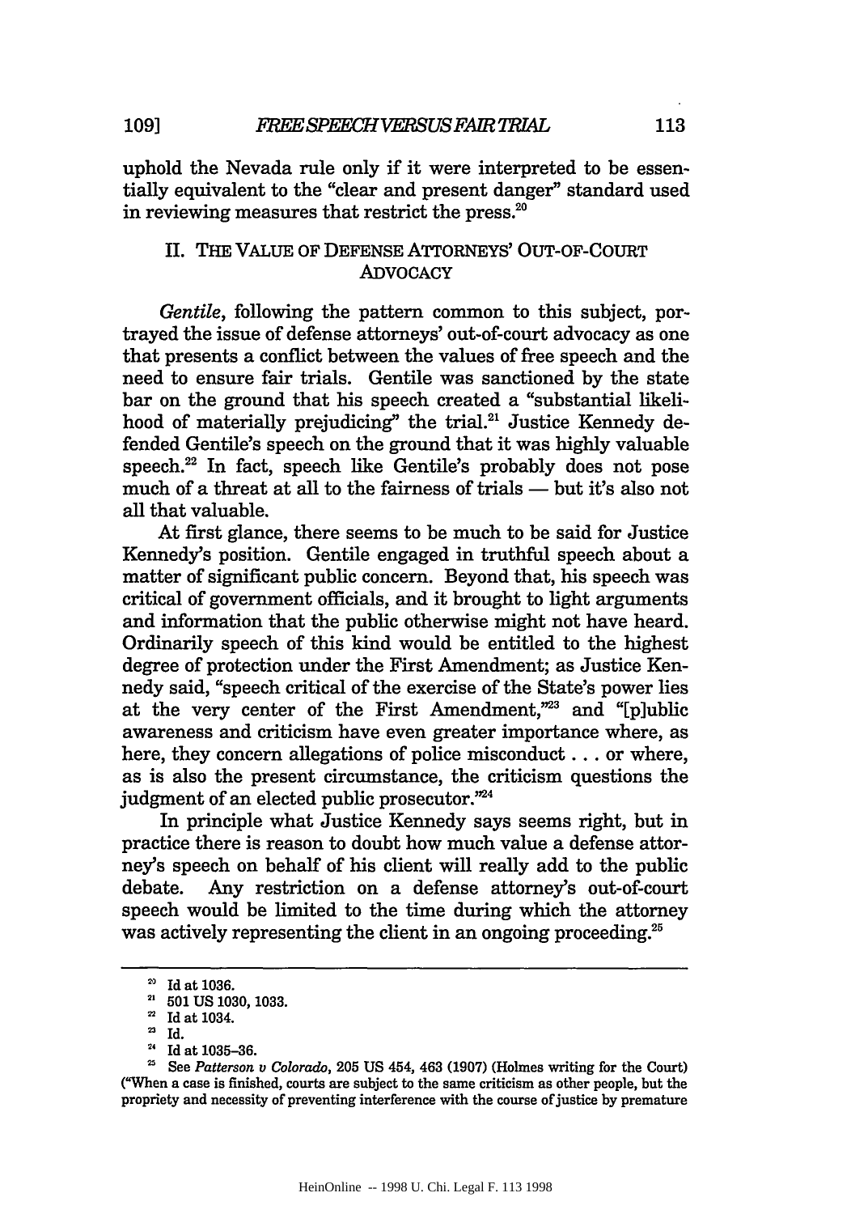uphold the Nevada rule only if it were interpreted to be essentially equivalent to the "clear and present danger" standard used in reviewing measures that restrict the press.[20]

## II. THE VALUE OF DEFENSE ATTORNEYS' OUT-OF-COURT ADVOCACY

*Gentile*, following the pattern common to this subject, portrayed the issue of defense attorneys' out-of-court advocacy as one that presents a conflict between the values of free speech and the need to ensure fair trials. Gentile was sanctioned by the state bar on the ground that his speech created a "substantial likelihood of materially prejudicing" the trial.[21] Justice Kennedy defended Gentile's speech on the ground that it was highly valuable speech.[22] In fact, speech like Gentile's probably does not pose much of a threat at all to the fairness of trials — but it's also not all that valuable.

At first glance, there seems to be much to be said for Justice Kennedy's position. Gentile engaged in truthful speech about a matter of significant public concern. Beyond that, his speech was critical of government officials, and it brought to light arguments and information that the public otherwise might not have heard. Ordinarily speech of this kind would be entitled to the highest degree of protection under the First Amendment; as Justice Kennedy said, "speech critical of the exercise of the State's power lies at the very center of the First Amendment,"[23] and "[p]ublic awareness and criticism have even greater importance where, as here, they concern allegations of police misconduct . . . or where, as is also the present circumstance, the criticism questions the judgment of an elected public prosecutor."[24]

In principle what Justice Kennedy says seems right, but in practice there is reason to doubt how much value a defense attorney's speech on behalf of his client will really add to the public debate. Any restriction on a defense attorney's out-of-court speech would be limited to the time during which the attorney was actively representing the client in an ongoing proceeding.[25]

---

[20] Id at 1036.

[21] 501 US 1030, 1033.

[22] Id at 1034.

[23] Id.

[24] Id at 1035–36.

[25] See *Patterson v Colorado*, 205 US 454, 463 (1907) (Holmes writing for the Court) ("When a case is finished, courts are subject to the same criticism as other people, but the propriety and necessity of preventing interference with the course of justice by premature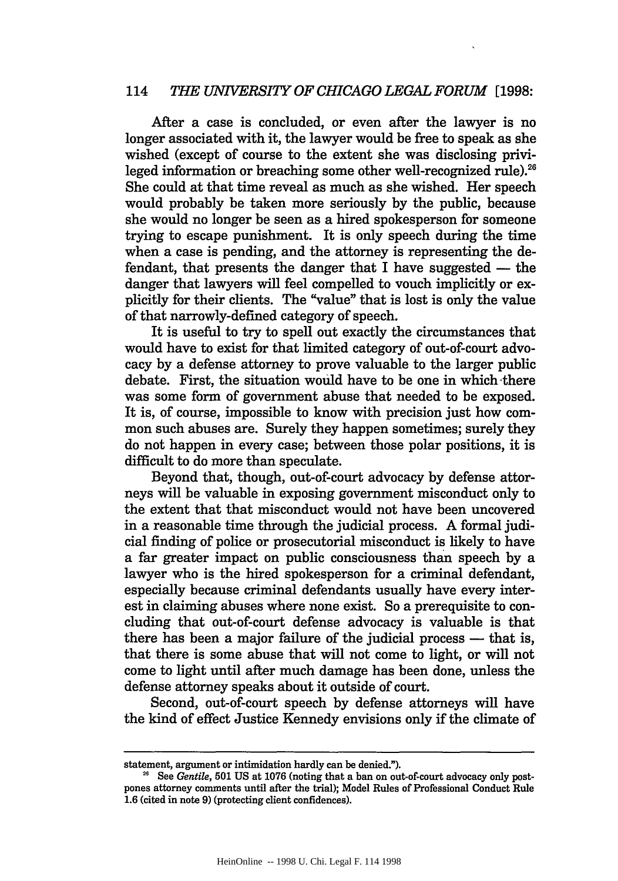After a case is concluded, or even after the lawyer is no longer associated with it, the lawyer would be free to speak as she wished (except of course to the extent she was disclosing privileged information or breaching some other well-recognized rule).[26] She could at that time reveal as much as she wished. Her speech would probably be taken more seriously by the public, because she would no longer be seen as a hired spokesperson for someone trying to escape punishment. It is only speech during the time when a case is pending, and the attorney is representing the defendant, that presents the danger that I have suggested — the danger that lawyers will feel compelled to vouch implicitly or explicitly for their clients. The "value" that is lost is only the value of that narrowly-defined category of speech.

It is useful to try to spell out exactly the circumstances that would have to exist for that limited category of out-of-court advocacy by a defense attorney to prove valuable to the larger public debate. First, the situation would have to be one in which there was some form of government abuse that needed to be exposed. It is, of course, impossible to know with precision just how common such abuses are. Surely they happen sometimes; surely they do not happen in every case; between those polar positions, it is difficult to do more than speculate.

Beyond that, though, out-of-court advocacy by defense attorneys will be valuable in exposing government misconduct only to the extent that that misconduct would not have been uncovered in a reasonable time through the judicial process. A formal judicial finding of police or prosecutorial misconduct is likely to have a far greater impact on public consciousness than speech by a lawyer who is the hired spokesperson for a criminal defendant, especially because criminal defendants usually have every interest in claiming abuses where none exist. So a prerequisite to concluding that out-of-court defense advocacy is valuable is that there has been a major failure of the judicial process — that is, that there is some abuse that will not come to light, or will not come to light until after much damage has been done, unless the defense attorney speaks about it outside of court.

Second, out-of-court speech by defense attorneys will have the kind of effect Justice Kennedy envisions only if the climate of

---

statement, argument or intimidation hardly can be denied.").

[26] See *Gentile*, 501 US at 1076 (noting that a ban on out-of-court advocacy only postpones attorney comments until after the trial); Model Rules of Professional Conduct Rule 1.6 (cited in note 9) (protecting client confidences).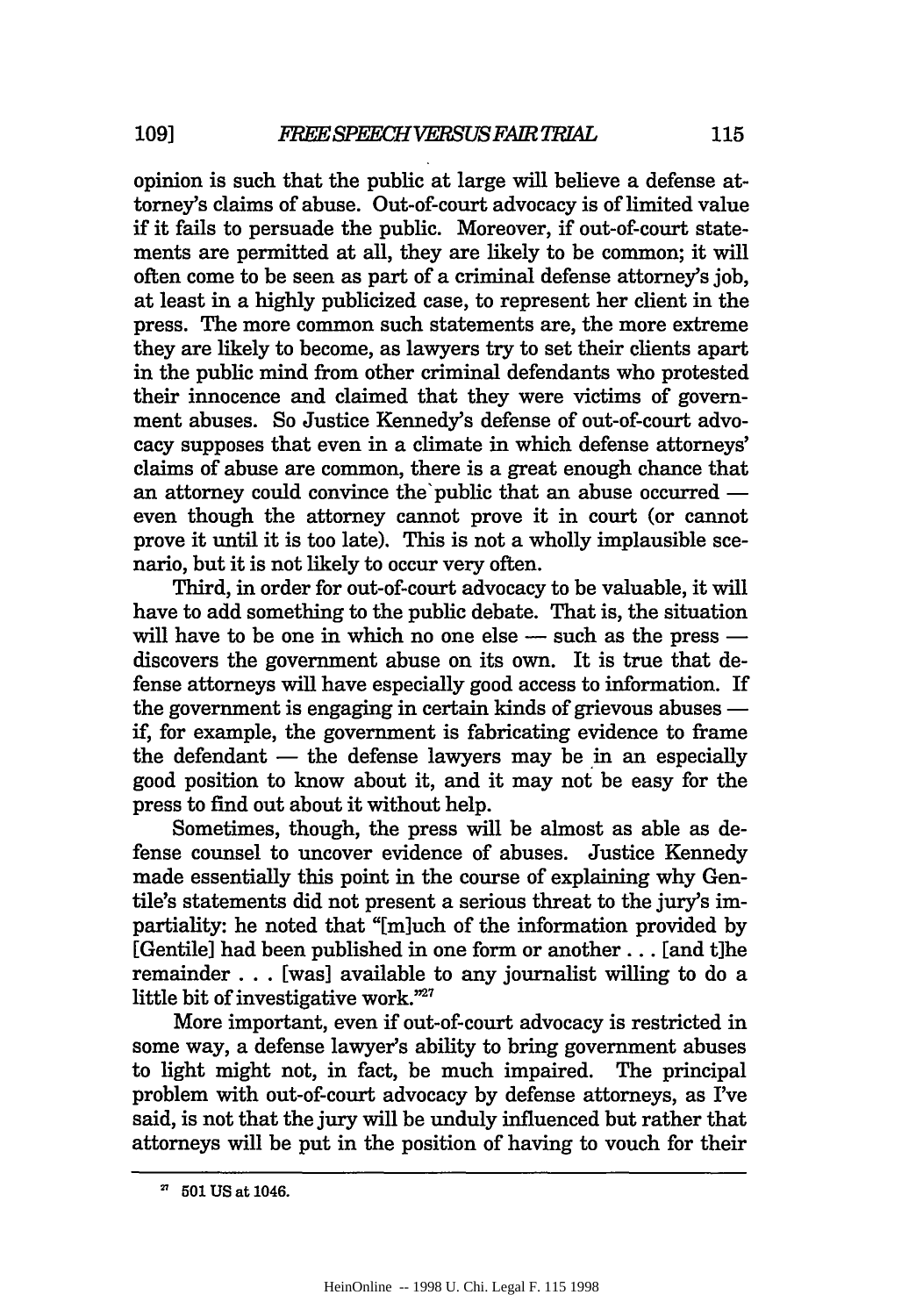opinion is such that the public at large will believe a defense attorney's claims of abuse. Out-of-court advocacy is of limited value if it fails to persuade the public. Moreover, if out-of-court statements are permitted at all, they are likely to be common; it will often come to be seen as part of a criminal defense attorney's job, at least in a highly publicized case, to represent her client in the press. The more common such statements are, the more extreme they are likely to become, as lawyers try to set their clients apart in the public mind from other criminal defendants who protested their innocence and claimed that they were victims of government abuses. So Justice Kennedy's defense of out-of-court advocacy supposes that even in a climate in which defense attorneys' claims of abuse are common, there is a great enough chance that an attorney could convince the public that an abuse occurred — even though the attorney cannot prove it in court (or cannot prove it until it is too late). This is not a wholly implausible scenario, but it is not likely to occur very often.

Third, in order for out-of-court advocacy to be valuable, it will have to add something to the public debate. That is, the situation will have to be one in which no one else — such as the press — discovers the government abuse on its own. It is true that defense attorneys will have especially good access to information. If the government is engaging in certain kinds of grievous abuses — if, for example, the government is fabricating evidence to frame the defendant — the defense lawyers may be in an especially good position to know about it, and it may not be easy for the press to find out about it without help.

Sometimes, though, the press will be almost as able as defense counsel to uncover evidence of abuses. Justice Kennedy made essentially this point in the course of explaining why Gentile's statements did not present a serious threat to the jury's impartiality: he noted that "[m]uch of the information provided by [Gentile] had been published in one form or another . . . [and t]he remainder . . . [was] available to any journalist willing to do a little bit of investigative work."[27]

More important, even if out-of-court advocacy is restricted in some way, a defense lawyer's ability to bring government abuses to light might not, in fact, be much impaired. The principal problem with out-of-court advocacy by defense attorneys, as I've said, is not that the jury will be unduly influenced but rather that attorneys will be put in the position of having to vouch for their

---

[27] 501 US at 1046.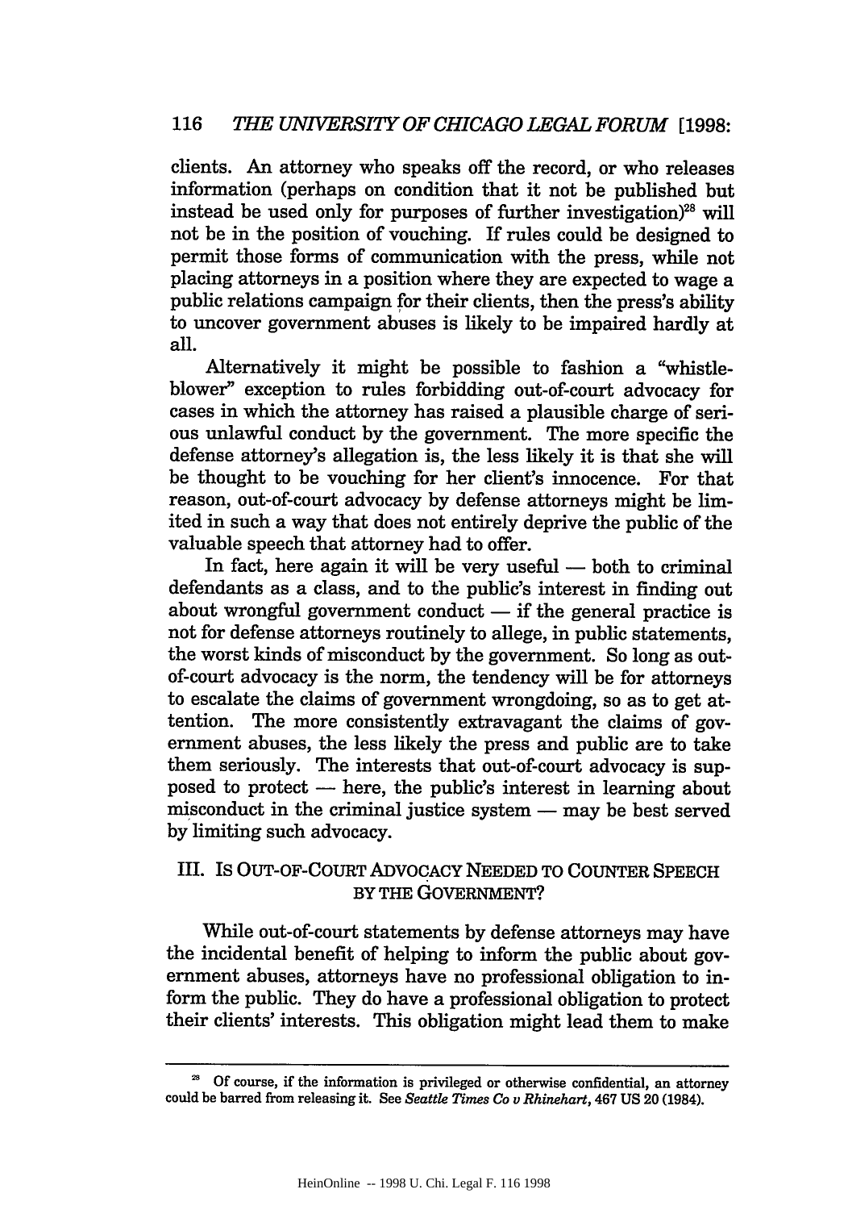clients. An attorney who speaks off the record, or who releases information (perhaps on condition that it not be published but instead be used only for purposes of further investigation)[28] will not be in the position of vouching. If rules could be designed to permit those forms of communication with the press, while not placing attorneys in a position where they are expected to wage a public relations campaign for their clients, then the press's ability to uncover government abuses is likely to be impaired hardly at all.

Alternatively it might be possible to fashion a "whistle-blower" exception to rules forbidding out-of-court advocacy for cases in which the attorney has raised a plausible charge of serious unlawful conduct by the government. The more specific the defense attorney's allegation is, the less likely it is that she will be thought to be vouching for her client's innocence. For that reason, out-of-court advocacy by defense attorneys might be limited in such a way that does not entirely deprive the public of the valuable speech that attorney had to offer.

In fact, here again it will be very useful — both to criminal defendants as a class, and to the public's interest in finding out about wrongful government conduct — if the general practice is not for defense attorneys routinely to allege, in public statements, the worst kinds of misconduct by the government. So long as out-of-court advocacy is the norm, the tendency will be for attorneys to escalate the claims of government wrongdoing, so as to get attention. The more consistently extravagant the claims of government abuses, the less likely the press and public are to take them seriously. The interests that out-of-court advocacy is supposed to protect — here, the public's interest in learning about misconduct in the criminal justice system — may be best served by limiting such advocacy.

## III. IS OUT-OF-COURT ADVOCACY NEEDED TO COUNTER SPEECH BY THE GOVERNMENT?

While out-of-court statements by defense attorneys may have the incidental benefit of helping to inform the public about government abuses, attorneys have no professional obligation to inform the public. They do have a professional obligation to protect their clients' interests. This obligation might lead them to make

---

[28] Of course, if the information is privileged or otherwise confidential, an attorney could be barred from releasing it. See *Seattle Times Co v Rhinehart*, 467 US 20 (1984).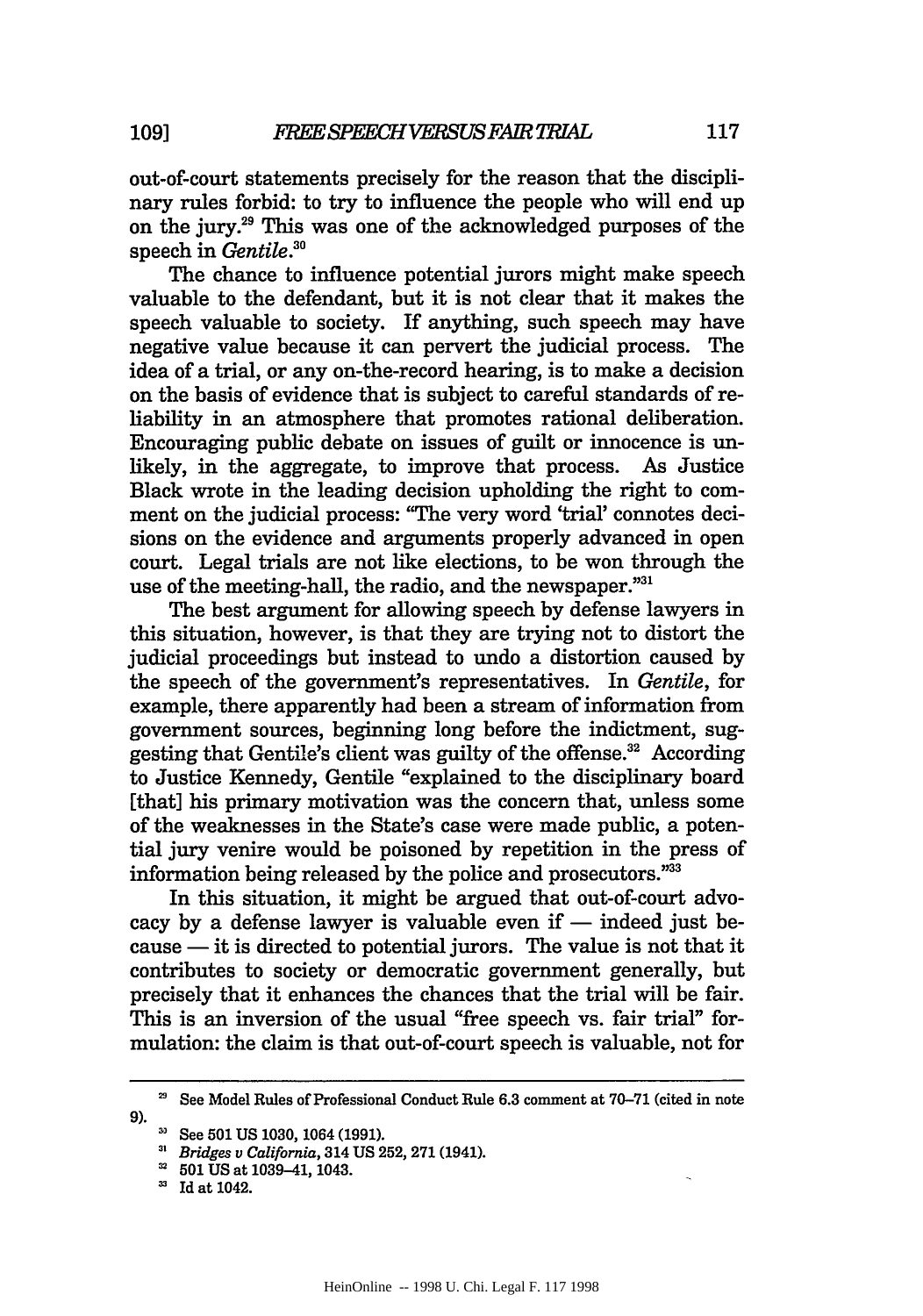out-of-court statements precisely for the reason that the disciplinary rules forbid: to try to influence the people who will end up on the jury.[29] This was one of the acknowledged purposes of the speech in *Gentile*.[30]

The chance to influence potential jurors might make speech valuable to the defendant, but it is not clear that it makes the speech valuable to society. If anything, such speech may have negative value because it can pervert the judicial process. The idea of a trial, or any on-the-record hearing, is to make a decision on the basis of evidence that is subject to careful standards of reliability in an atmosphere that promotes rational deliberation. Encouraging public debate on issues of guilt or innocence is unlikely, in the aggregate, to improve that process. As Justice Black wrote in the leading decision upholding the right to comment on the judicial process: "The very word 'trial' connotes decisions on the evidence and arguments properly advanced in open court. Legal trials are not like elections, to be won through the use of the meeting-hall, the radio, and the newspaper."[31]

The best argument for allowing speech by defense lawyers in this situation, however, is that they are trying not to distort the judicial proceedings but instead to undo a distortion caused by the speech of the government's representatives. In *Gentile*, for example, there apparently had been a stream of information from government sources, beginning long before the indictment, suggesting that Gentile's client was guilty of the offense.[32] According to Justice Kennedy, Gentile "explained to the disciplinary board [that] his primary motivation was the concern that, unless some of the weaknesses in the State's case were made public, a potential jury venire would be poisoned by repetition in the press of information being released by the police and prosecutors."[33]

In this situation, it might be argued that out-of-court advocacy by a defense lawyer is valuable even if — indeed just because — it is directed to potential jurors. The value is not that it contributes to society or democratic government generally, but precisely that it enhances the chances that the trial will be fair. This is an inversion of the usual "free speech vs. fair trial" formulation: the claim is that out-of-court speech is valuable, not for

---

[29] See Model Rules of Professional Conduct Rule 6.3 comment at 70–71 (cited in note 9).

[30] See 501 US 1030, 1064 (1991).

[31] *Bridges v California*, 314 US 252, 271 (1941).

[32] 501 US at 1039–41, 1043.

[33] Id at 1042.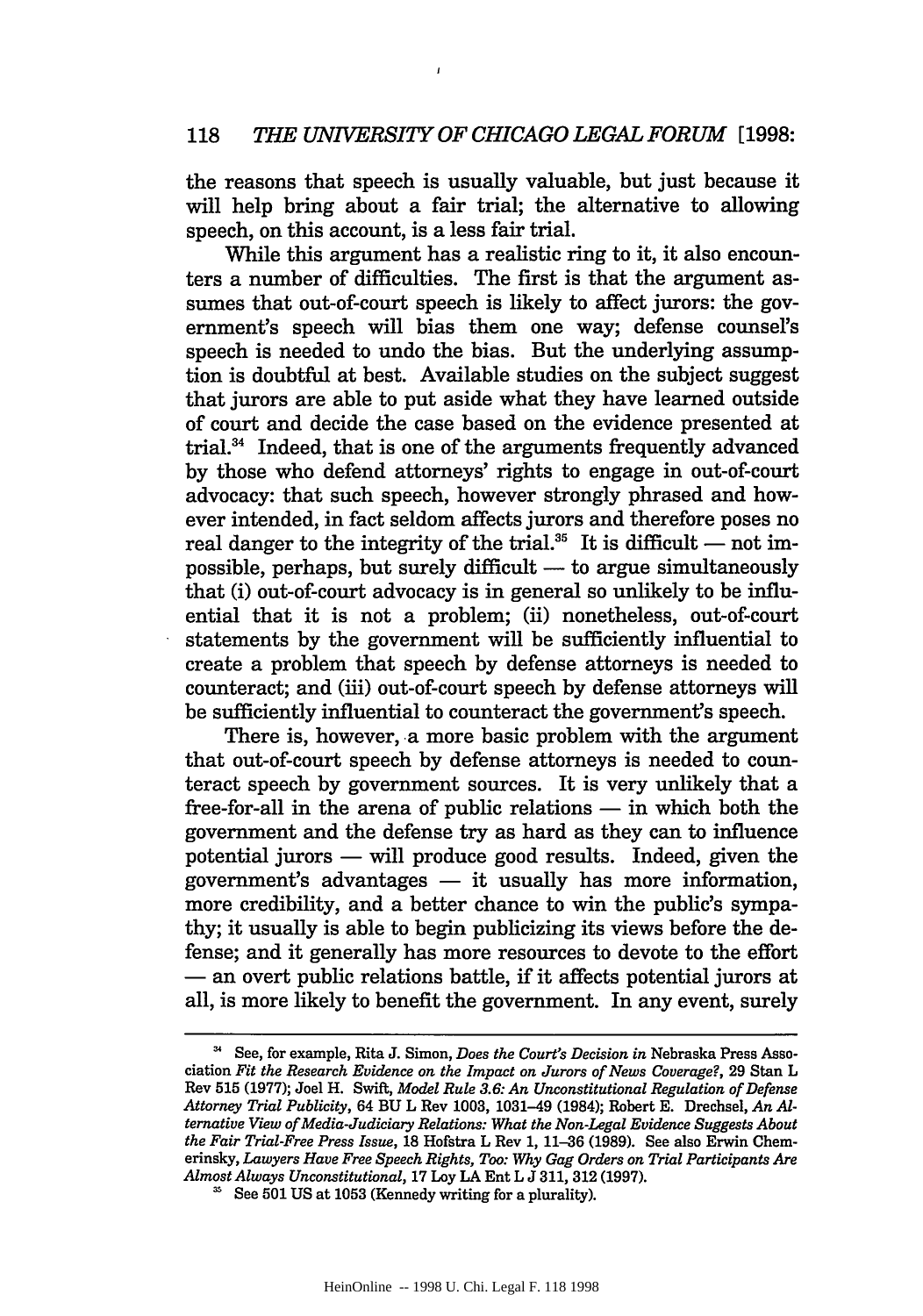the reasons that speech is usually valuable, but just because it will help bring about a fair trial; the alternative to allowing speech, on this account, is a less fair trial.

While this argument has a realistic ring to it, it also encounters a number of difficulties. The first is that the argument assumes that out-of-court speech is likely to affect jurors: the government's speech will bias them one way; defense counsel's speech is needed to undo the bias. But the underlying assumption is doubtful at best. Available studies on the subject suggest that jurors are able to put aside what they have learned outside of court and decide the case based on the evidence presented at trial.[34] Indeed, that is one of the arguments frequently advanced by those who defend attorneys' rights to engage in out-of-court advocacy: that such speech, however strongly phrased and however intended, in fact seldom affects jurors and therefore poses no real danger to the integrity of the trial.[35] It is difficult — not impossible, perhaps, but surely difficult — to argue simultaneously that (i) out-of-court advocacy is in general so unlikely to be influential that it is not a problem; (ii) nonetheless, out-of-court statements by the government will be sufficiently influential to create a problem that speech by defense attorneys is needed to counteract; and (iii) out-of-court speech by defense attorneys will be sufficiently influential to counteract the government's speech.

There is, however, a more basic problem with the argument that out-of-court speech by defense attorneys is needed to counteract speech by government sources. It is very unlikely that a free-for-all in the arena of public relations — in which both the government and the defense try as hard as they can to influence potential jurors — will produce good results. Indeed, given the government's advantages — it usually has more information, more credibility, and a better chance to win the public's sympathy; it usually is able to begin publicizing its views before the defense; and it generally has more resources to devote to the effort — an overt public relations battle, if it affects potential jurors at all, is more likely to benefit the government. In any event, surely

---

[34] See, for example, Rita J. Simon, *Does the Court's Decision in* Nebraska Press Association *Fit the Research Evidence on the Impact on Jurors of News Coverage?*, 29 Stan L Rev 515 (1977); Joel H. Swift, *Model Rule 3.6: An Unconstitutional Regulation of Defense Attorney Trial Publicity*, 64 BU L Rev 1003, 1031–49 (1984); Robert E. Drechsel, *An Alternative View of Media-Judiciary Relations: What the Non-Legal Evidence Suggests About the Fair Trial-Free Press Issue*, 18 Hofstra L Rev 1, 11–36 (1989). See also Erwin Chemerinsky, *Lawyers Have Free Speech Rights, Too: Why Gag Orders on Trial Participants Are Almost Always Unconstitutional*, 17 Loy LA Ent L J 311, 312 (1997).

[35] See 501 US at 1053 (Kennedy writing for a plurality).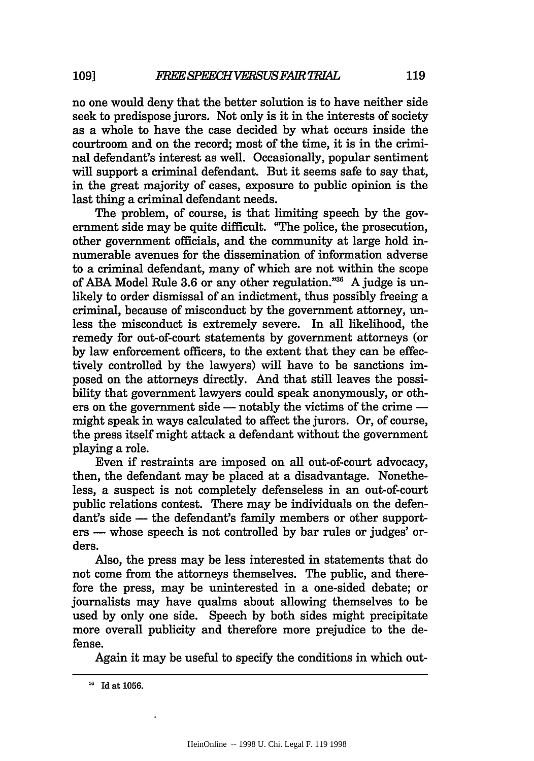no one would deny that the better solution is to have neither side seek to predispose jurors. Not only is it in the interests of society as a whole to have the case decided by what occurs inside the courtroom and on the record; most of the time, it is in the criminal defendant's interest as well. Occasionally, popular sentiment will support a criminal defendant. But it seems safe to say that, in the great majority of cases, exposure to public opinion is the last thing a criminal defendant needs.

The problem, of course, is that limiting speech by the government side may be quite difficult. "The police, the prosecution, other government officials, and the community at large hold innumerable avenues for the dissemination of information adverse to a criminal defendant, many of which are not within the scope of ABA Model Rule 3.6 or any other regulation."[36] A judge is unlikely to order dismissal of an indictment, thus possibly freeing a criminal, because of misconduct by the government attorney, unless the misconduct is extremely severe. In all likelihood, the remedy for out-of-court statements by government attorneys (or by law enforcement officers, to the extent that they can be effectively controlled by the lawyers) will have to be sanctions imposed on the attorneys directly. And that still leaves the possibility that government lawyers could speak anonymously, or others on the government side — notably the victims of the crime — might speak in ways calculated to affect the jurors. Or, of course, the press itself might attack a defendant without the government playing a role.

Even if restraints are imposed on all out-of-court advocacy, then, the defendant may be placed at a disadvantage. Nonetheless, a suspect is not completely defenseless in an out-of-court public relations contest. There may be individuals on the defendant's side — the defendant's family members or other supporters — whose speech is not controlled by bar rules or judges' orders.

Also, the press may be less interested in statements that do not come from the attorneys themselves. The public, and therefore the press, may be uninterested in a one-sided debate; or journalists may have qualms about allowing themselves to be used by only one side. Speech by both sides might precipitate more overall publicity and therefore more prejudice to the defense.

Again it may be useful to specify the conditions in which out-

[36] Id at 1056.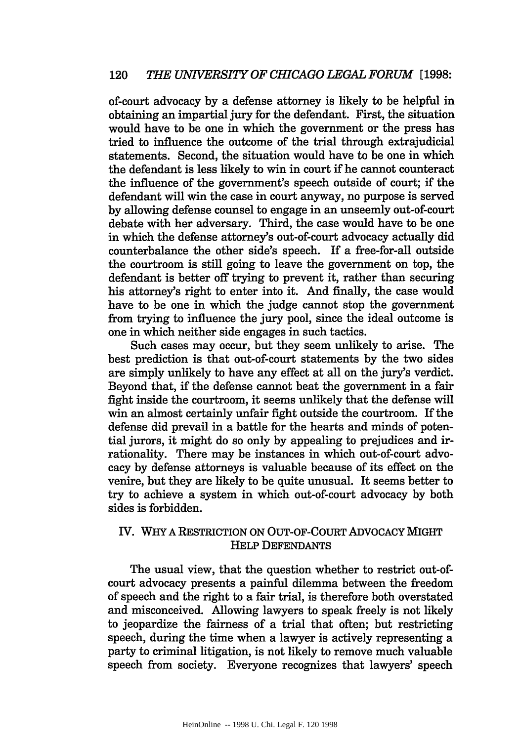of-court advocacy by a defense attorney is likely to be helpful in obtaining an impartial jury for the defendant. First, the situation would have to be one in which the government or the press has tried to influence the outcome of the trial through extrajudicial statements. Second, the situation would have to be one in which the defendant is less likely to win in court if he cannot counteract the influence of the government's speech outside of court; if the defendant will win the case in court anyway, no purpose is served by allowing defense counsel to engage in an unseemly out-of-court debate with her adversary. Third, the case would have to be one in which the defense attorney's out-of-court advocacy actually did counterbalance the other side's speech. If a free-for-all outside the courtroom is still going to leave the government on top, the defendant is better off trying to prevent it, rather than securing his attorney's right to enter into it. And finally, the case would have to be one in which the judge cannot stop the government from trying to influence the jury pool, since the ideal outcome is one in which neither side engages in such tactics.

Such cases may occur, but they seem unlikely to arise. The best prediction is that out-of-court statements by the two sides are simply unlikely to have any effect at all on the jury's verdict. Beyond that, if the defense cannot beat the government in a fair fight inside the courtroom, it seems unlikely that the defense will win an almost certainly unfair fight outside the courtroom. If the defense did prevail in a battle for the hearts and minds of potential jurors, it might do so only by appealing to prejudices and irrationality. There may be instances in which out-of-court advocacy by defense attorneys is valuable because of its effect on the venire, but they are likely to be quite unusual. It seems better to try to achieve a system in which out-of-court advocacy by both sides is forbidden.

## IV. WHY A RESTRICTION ON OUT-OF-COURT ADVOCACY MIGHT HELP DEFENDANTS

The usual view, that the question whether to restrict out-of-court advocacy presents a painful dilemma between the freedom of speech and the right to a fair trial, is therefore both overstated and misconceived. Allowing lawyers to speak freely is not likely to jeopardize the fairness of a trial that often; but restricting speech, during the time when a lawyer is actively representing a party to criminal litigation, is not likely to remove much valuable speech from society. Everyone recognizes that lawyers' speech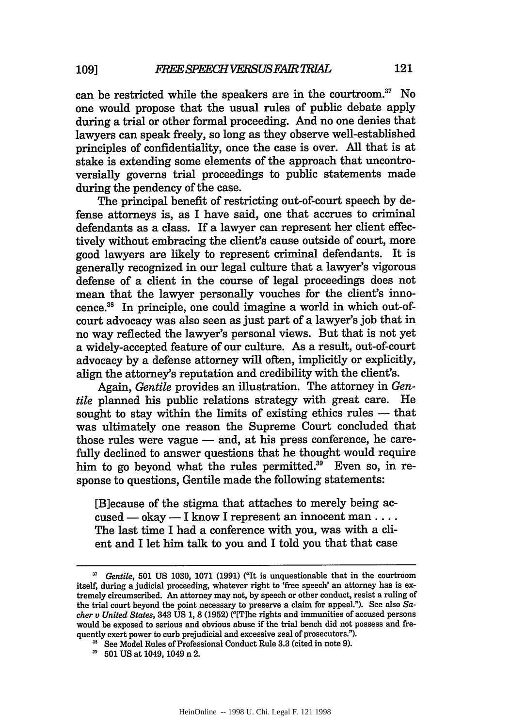can be restricted while the speakers are in the courtroom.[37] No one would propose that the usual rules of public debate apply during a trial or other formal proceeding. And no one denies that lawyers can speak freely, so long as they observe well-established principles of confidentiality, once the case is over. All that is at stake is extending some elements of the approach that uncontroversially governs trial proceedings to public statements made during the pendency of the case.

The principal benefit of restricting out-of-court speech by defense attorneys is, as I have said, one that accrues to criminal defendants as a class. If a lawyer can represent her client effectively without embracing the client's cause outside of court, more good lawyers are likely to represent criminal defendants. It is generally recognized in our legal culture that a lawyer's vigorous defense of a client in the course of legal proceedings does not mean that the lawyer personally vouches for the client's innocence.[38] In principle, one could imagine a world in which out-of-court advocacy was also seen as just part of a lawyer's job that in no way reflected the lawyer's personal views. But that is not yet a widely-accepted feature of our culture. As a result, out-of-court advocacy by a defense attorney will often, implicitly or explicitly, align the attorney's reputation and credibility with the client's.

Again, *Gentile* provides an illustration. The attorney in *Gentile* planned his public relations strategy with great care. He sought to stay within the limits of existing ethics rules — that was ultimately one reason the Supreme Court concluded that those rules were vague — and, at his press conference, he carefully declined to answer questions that he thought would require him to go beyond what the rules permitted.[39] Even so, in response to questions, Gentile made the following statements:

> [B]ecause of the stigma that attaches to merely being accused — okay — I know I represent an innocent man .... The last time I had a conference with you, was with a client and I let him talk to you and I told you that that case

---

[37] *Gentile*, 501 US 1030, 1071 (1991) ("It is unquestionable that in the courtroom itself, during a judicial proceeding, whatever right to 'free speech' an attorney has is extremely circumscribed. An attorney may not, by speech or other conduct, resist a ruling of the trial court beyond the point necessary to preserve a claim for appeal."). See also *Sacher v United States*, 343 US 1, 8 (1952) ("[T]he rights and immunities of accused persons would be exposed to serious and obvious abuse if the trial bench did not possess and frequently exert power to curb prejudicial and excessive zeal of prosecutors.").

[38] See Model Rules of Professional Conduct Rule 3.3 (cited in note 9).

[39] 501 US at 1049, 1049 n 2.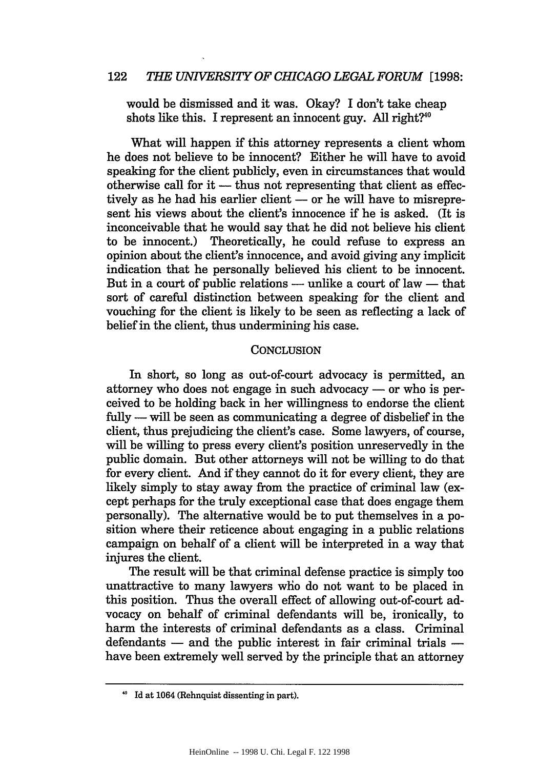would be dismissed and it was. Okay? I don't take cheap shots like this. I represent an innocent guy. All right?[40]

What will happen if this attorney represents a client whom he does not believe to be innocent? Either he will have to avoid speaking for the client publicly, even in circumstances that would otherwise call for it — thus not representing that client as effectively as he had his earlier client — or he will have to misrepresent his views about the client's innocence if he is asked. (It is inconceivable that he would say that he did not believe his client to be innocent.) Theoretically, he could refuse to express an opinion about the client's innocence, and avoid giving any implicit indication that he personally believed his client to be innocent. But in a court of public relations — unlike a court of law — that sort of careful distinction between speaking for the client and vouching for the client is likely to be seen as reflecting a lack of belief in the client, thus undermining his case.

## CONCLUSION

In short, so long as out-of-court advocacy is permitted, an attorney who does not engage in such advocacy — or who is perceived to be holding back in her willingness to endorse the client fully — will be seen as communicating a degree of disbelief in the client, thus prejudicing the client's case. Some lawyers, of course, will be willing to press every client's position unreservedly in the public domain. But other attorneys will not be willing to do that for every client. And if they cannot do it for every client, they are likely simply to stay away from the practice of criminal law (except perhaps for the truly exceptional case that does engage them personally). The alternative would be to put themselves in a position where their reticence about engaging in a public relations campaign on behalf of a client will be interpreted in a way that injures the client.

The result will be that criminal defense practice is simply too unattractive to many lawyers who do not want to be placed in this position. Thus the overall effect of allowing out-of-court advocacy on behalf of criminal defendants will be, ironically, to harm the interests of criminal defendants as a class. Criminal defendants — and the public interest in fair criminal trials — have been extremely well served by the principle that an attorney

---

[40] Id at 1064 (Rehnquist dissenting in part).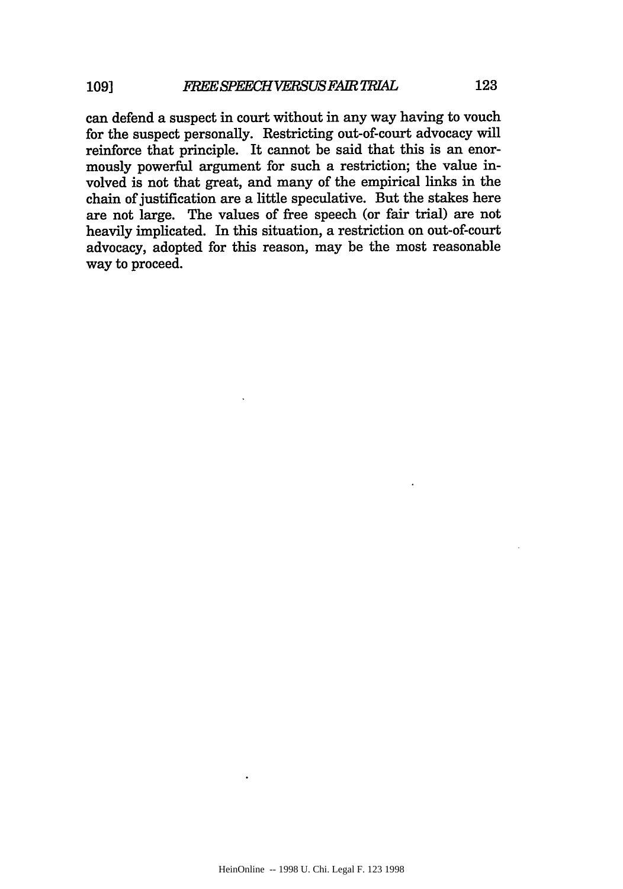can defend a suspect in court without in any way having to vouch for the suspect personally. Restricting out-of-court advocacy will reinforce that principle. It cannot be said that this is an enormously powerful argument for such a restriction; the value involved is not that great, and many of the empirical links in the chain of justification are a little speculative. But the stakes here are not large. The values of free speech (or fair trial) are not heavily implicated. In this situation, a restriction on out-of-court advocacy, adopted for this reason, may be the most reasonable way to proceed.